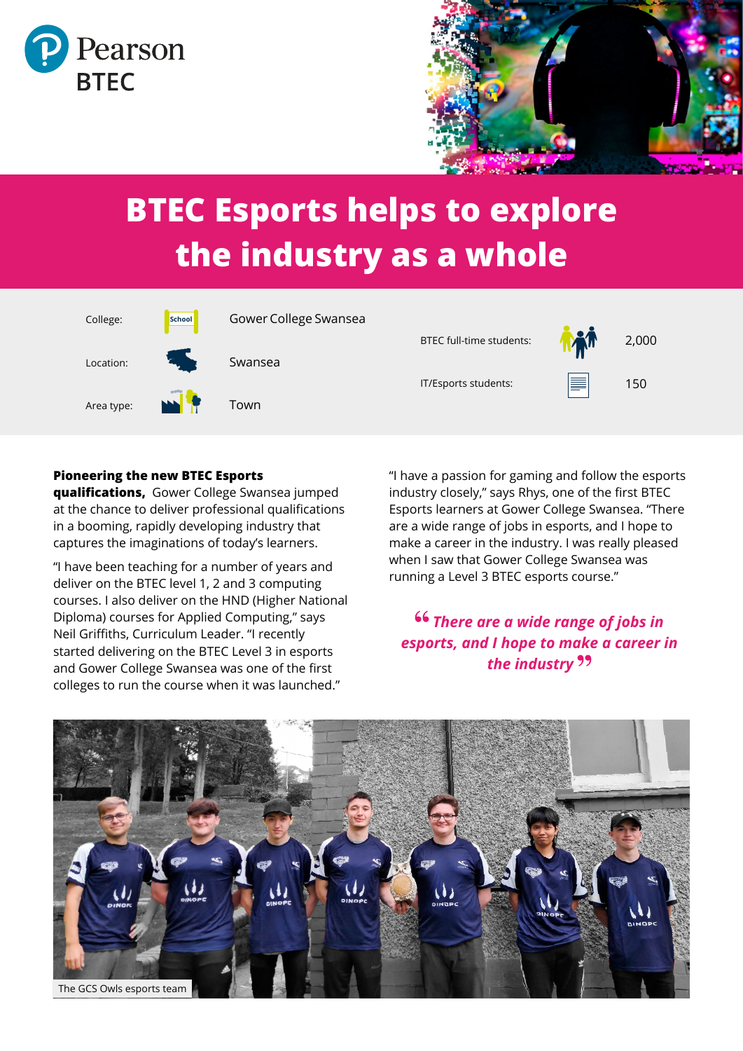Pearson BTEC

# BTEC Esports helps to explore the industry as a whole

| | |
|---|---|
| College: | Gower College Swansea |
| Location: | Swansea |
| Area type: | Town |
| BTEC full-time students: | 2,000 |
| IT/Esports students: | 150 |

**Pioneering the new BTEC Esports qualifications,** Gower College Swansea jumped at the chance to deliver professional qualifications in a booming, rapidly developing industry that captures the imaginations of today's learners.

"I have been teaching for a number of years and deliver on the BTEC level 1, 2 and 3 computing courses. I also deliver on the HND (Higher National Diploma) courses for Applied Computing," says Neil Griffiths, Curriculum Leader. "I recently started delivering on the BTEC Level 3 in esports and Gower College Swansea was one of the first colleges to run the course when it was launched."

"I have a passion for gaming and follow the esports industry closely," says Rhys, one of the first BTEC Esports learners at Gower College Swansea. "There are a wide range of jobs in esports, and I hope to make a career in the industry. I was really pleased when I saw that Gower College Swansea was running a Level 3 BTEC esports course."

> *"There are a wide range of jobs in esports, and I hope to make a career in the industry"*

The GCS Owls esports team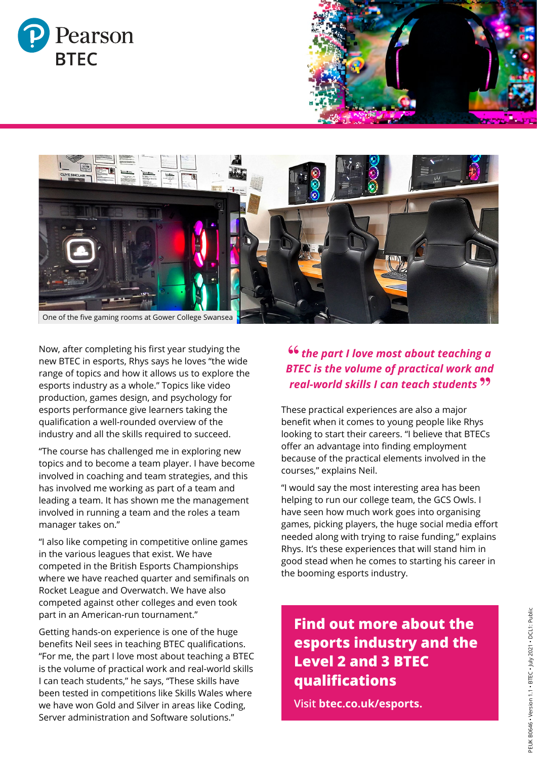One of the five gaming rooms at Gower College Swansea

Now, after completing his first year studying the new BTEC in esports, Rhys says he loves "the wide range of topics and how it allows us to explore the esports industry as a whole." Topics like video production, games design, and psychology for esports performance give learners taking the qualification a well-rounded overview of the industry and all the skills required to succeed.

"The course has challenged me in exploring new topics and to become a team player. I have become involved in coaching and team strategies, and this has involved me working as part of a team and leading a team. It has shown me the management involved in running a team and the roles a team manager takes on."

"I also like competing in competitive online games in the various leagues that exist. We have competed in the British Esports Championships where we have reached quarter and semifinals on Rocket League and Overwatch. We have also competed against other colleges and even took part in an American-run tournament."

Getting hands-on experience is one of the huge benefits Neil sees in teaching BTEC qualifications. "For me, the part I love most about teaching a BTEC is the volume of practical work and real-world skills I can teach students," he says, "These skills have been tested in competitions like Skills Wales where we have won Gold and Silver in areas like Coding, Server administration and Software solutions."

> ***"the part I love most about teaching a BTEC is the volume of practical work and real-world skills I can teach students"***

These practical experiences are also a major benefit when it comes to young people like Rhys looking to start their careers. "I believe that BTECs offer an advantage into finding employment because of the practical elements involved in the courses," explains Neil.

"I would say the most interesting area has been helping to run our college team, the GCS Owls. I have seen how much work goes into organising games, picking players, the huge social media effort needed along with trying to raise funding," explains Rhys. It's these experiences that will stand him in good stead when he comes to starting his career in the booming esports industry.

## Find out more about the esports industry and the Level 2 and 3 BTEC qualifications

Visit **btec.co.uk/esports.**